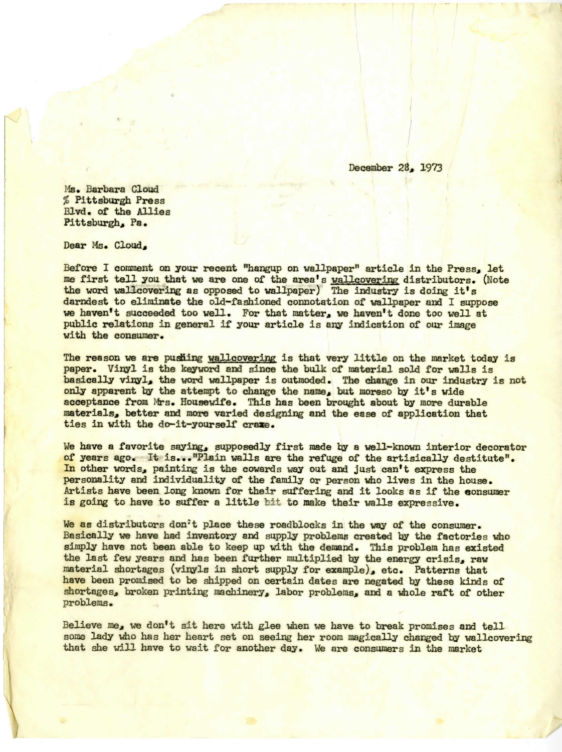December 28, 1973

Ms. Barbara Cloud
% Pittsburgh Press
Blvd. of the Allies
Pittsburgh, Pa.

Dear Ms. Cloud,

Before I comment on your recent "hangup on wallpaper" article in the Press, let me first tell you that we are one of the area's <u>wallcovering</u> distributors. (Note the word wallcovering as opposed to wallpaper) The industry is doing it's darndest to eliminate the old-fashioned connotation of wallpaper and I suppose we haven't succeeded too well. For that matter, we haven't done too well at public relations in general if your article is any indication of our image with the consumer.

The reason we are pushing <u>wallcovering</u> is that very little on the market today is paper. Vinyl is the keyword and since the bulk of material sold for walls is basically vinyl, the word wallpaper is outmoded. The change in our industry is not only apparent by the attempt to change the name, but moreso by it's wide acceptance from Mrs. Housewife. This has been brought about by more durable materials, better and more varied designing and the ease of application that ties in with the do-it-yourself craze.

We have a favorite saying, supposedly first made by a well-known interior decorator of years ago. It is..."Plain walls are the refuge of the artisically destitute". In other words, painting is the cowards way out and just can't express the personality and individuality of the family or person who lives in the house. Artists have been long known for their suffering and it looks as if the consumer is going to have to suffer a little bit to make their walls expressive.

We as distributors don't place these roadblocks in the way of the consumer. Basically we have had inventory and supply problems created by the factories who simply have not been able to keep up with the demand. This problem has existed the last few years and has been further multiplied by the energy crisis, raw material shortages (vinyls in short supply for example), etc. Patterns that have been promised to be shipped on certain dates are negated by these kinds of shortages, broken printing machinery, labor problems, and a whole raft of other problems.

Believe me, we don't sit here with glee when we have to break promises and tell some lady who has her heart set on seeing her room magically changed by wallcovering that she will have to wait for another day. We are consumers in the market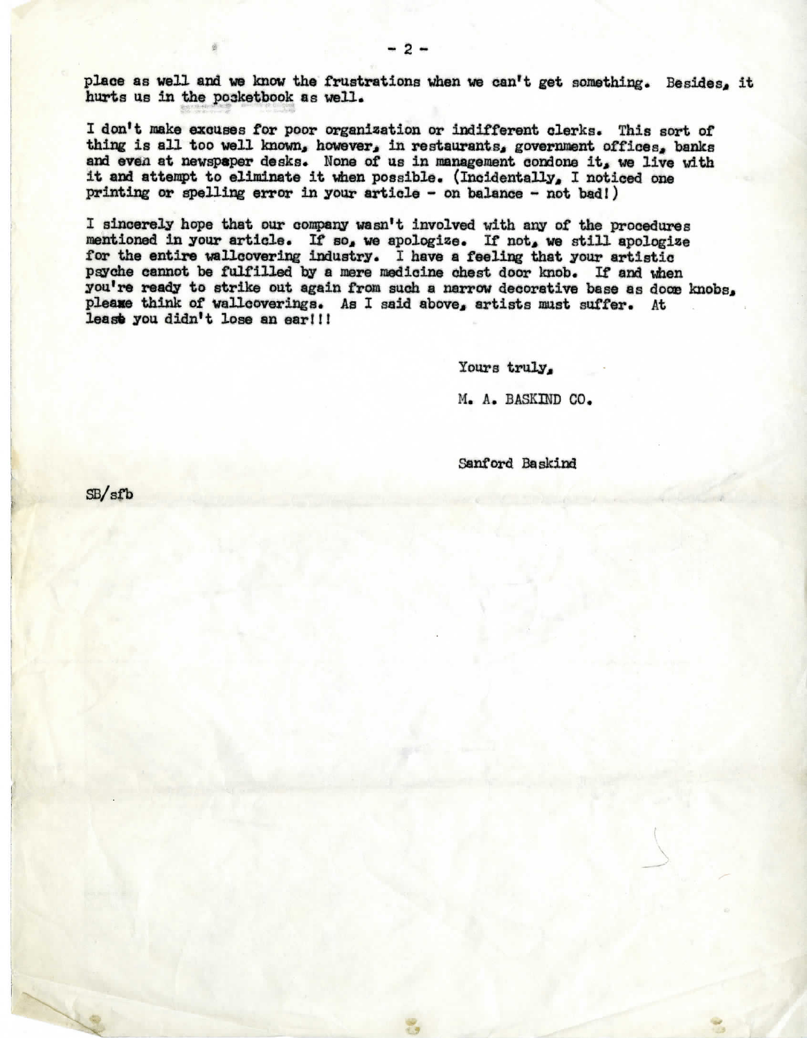place as well and we know the frustrations when we can't get something. Besides, it hurts us in the pocketbook as well.

I don't make excuses for poor organization or indifferent clerks. This sort of thing is all too well known, however, in restaurants, government offices, banks and even at newspaper desks. None of us in management condone it, we live with it and attempt to eliminate it when possible. (Incidentally, I noticed one printing or spelling error in your article - on balance - not bad!)

I sincerely hope that our company wasn't involved with any of the procedures mentioned in your article. If so, we apologize. If not, we still apologize for the entire wallcovering industry. I have a feeling that your artistic psyche cannot be fulfilled by a mere medicine chest door knob. If and when you're ready to strike out again from such a narrow decorative base as door knobs, please think of wallcoverings. As I said above, artists must suffer. At least you didn't lose an ear!!!

Yours truly,

M. A. BASKIND CO.

Sanford Baskind

SB/sfb